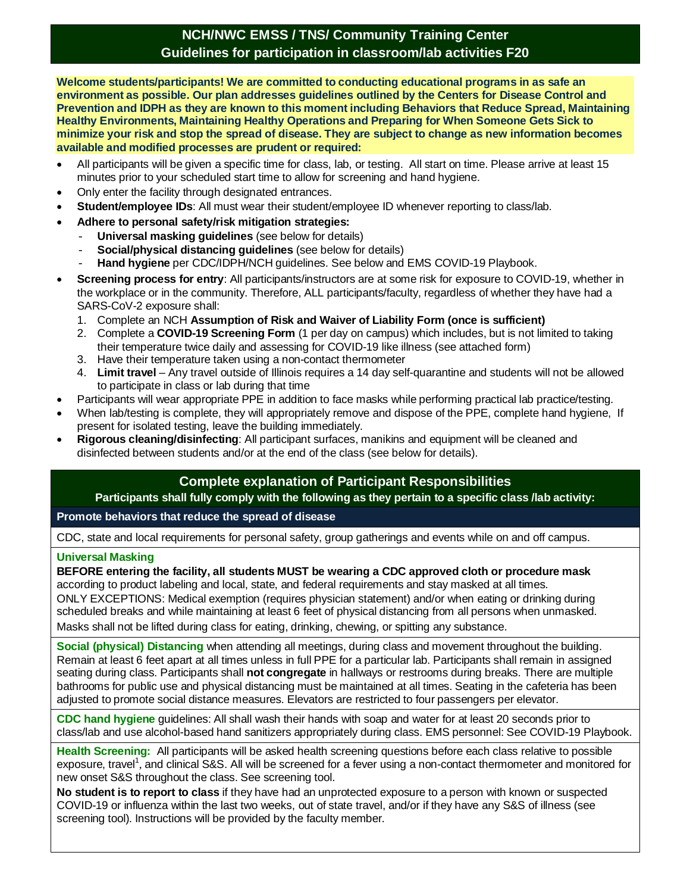# NCH/NWC EMSS / TNS/ Community Training Center
## Guidelines for participation in classroom/lab activities F20

**Welcome students/participants! We are committed to conducting educational programs in as safe an environment as possible. Our plan addresses guidelines outlined by the Centers for Disease Control and Prevention and IDPH as they are known to this moment including Behaviors that Reduce Spread, Maintaining Healthy Environments, Maintaining Healthy Operations and Preparing for When Someone Gets Sick to minimize your risk and stop the spread of disease. They are subject to change as new information becomes available and modified processes are prudent or required:**

- All participants will be given a specific time for class, lab, or testing. All start on time. Please arrive at least 15 minutes prior to your scheduled start time to allow for screening and hand hygiene.
- Only enter the facility through designated entrances.
- **Student/employee IDs**: All must wear their student/employee ID whenever reporting to class/lab.
- **Adhere to personal safety/risk mitigation strategies:**
  - **Universal masking guidelines** (see below for details)
  - **Social/physical distancing guidelines** (see below for details)
  - **Hand hygiene** per CDC/IDPH/NCH guidelines. See below and EMS COVID-19 Playbook.
- **Screening process for entry**: All participants/instructors are at some risk for exposure to COVID-19, whether in the workplace or in the community. Therefore, ALL participants/faculty, regardless of whether they have had a SARS-CoV-2 exposure shall:
  1. Complete an NCH **Assumption of Risk and Waiver of Liability Form (once is sufficient)**
  2. Complete a **COVID-19 Screening Form** (1 per day on campus) which includes, but is not limited to taking their temperature twice daily and assessing for COVID-19 like illness (see attached form)
  3. Have their temperature taken using a non-contact thermometer
  4. **Limit travel** – Any travel outside of Illinois requires a 14 day self-quarantine and students will not be allowed to participate in class or lab during that time
- Participants will wear appropriate PPE in addition to face masks while performing practical lab practice/testing.
- When lab/testing is complete, they will appropriately remove and dispose of the PPE, complete hand hygiene, If present for isolated testing, leave the building immediately.
- **Rigorous cleaning/disinfecting**: All participant surfaces, manikins and equipment will be cleaned and disinfected between students and/or at the end of the class (see below for details).

## Complete explanation of Participant Responsibilities

**Participants shall fully comply with the following as they pertain to a specific class /lab activity:**

### Promote behaviors that reduce the spread of disease

CDC, state and local requirements for personal safety, group gatherings and events while on and off campus.

**Universal Masking**

**BEFORE entering the facility, all students MUST be wearing a CDC approved cloth or procedure mask** according to product labeling and local, state, and federal requirements and stay masked at all times.
ONLY EXCEPTIONS: Medical exemption (requires physician statement) and/or when eating or drinking during scheduled breaks and while maintaining at least 6 feet of physical distancing from all persons when unmasked.
Masks shall not be lifted during class for eating, drinking, chewing, or spitting any substance.

**Social (physical) Distancing** when attending all meetings, during class and movement throughout the building. Remain at least 6 feet apart at all times unless in full PPE for a particular lab. Participants shall remain in assigned seating during class. Participants shall **not congregate** in hallways or restrooms during breaks. There are multiple bathrooms for public use and physical distancing must be maintained at all times. Seating in the cafeteria has been adjusted to promote social distance measures. Elevators are restricted to four passengers per elevator.

**CDC hand hygiene** guidelines: All shall wash their hands with soap and water for at least 20 seconds prior to class/lab and use alcohol-based hand sanitizers appropriately during class. EMS personnel: See COVID-19 Playbook.

**Health Screening:** All participants will be asked health screening questions before each class relative to possible exposure, travel[1], and clinical S&S. All will be screened for a fever using a non-contact thermometer and monitored for new onset S&S throughout the class. See screening tool.

**No student is to report to class** if they have had an unprotected exposure to a person with known or suspected COVID-19 or influenza within the last two weeks, out of state travel, and/or if they have any S&S of illness (see screening tool). Instructions will be provided by the faculty member.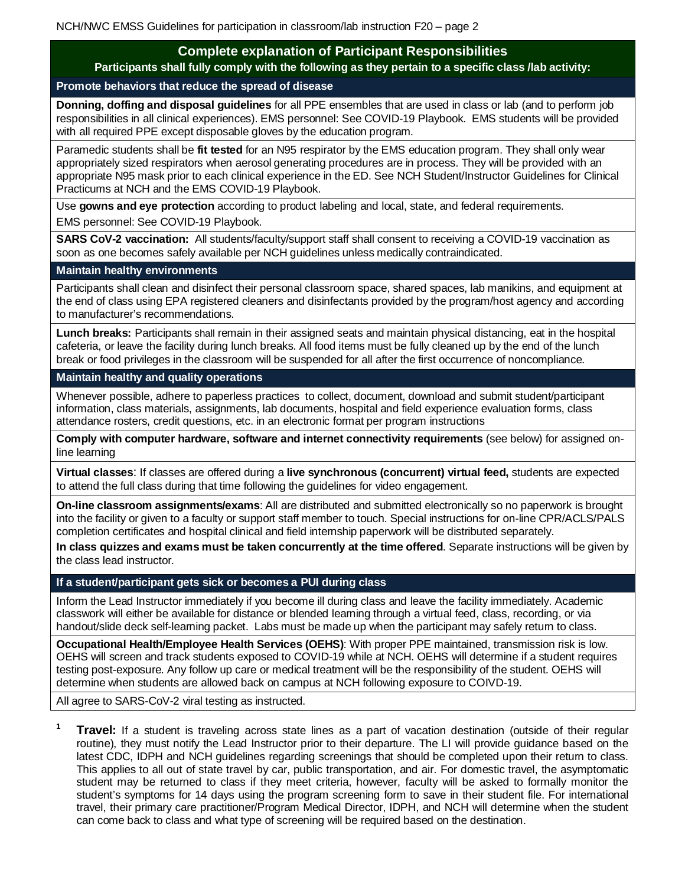## Complete explanation of Participant Responsibilities

**Participants shall fully comply with the following as they pertain to a specific class /lab activity:**

### Promote behaviors that reduce the spread of disease

**Donning, doffing and disposal guidelines** for all PPE ensembles that are used in class or lab (and to perform job responsibilities in all clinical experiences). EMS personnel: See COVID-19 Playbook. EMS students will be provided with all required PPE except disposable gloves by the education program.

Paramedic students shall be **fit tested** for an N95 respirator by the EMS education program. They shall only wear appropriately sized respirators when aerosol generating procedures are in process. They will be provided with an appropriate N95 mask prior to each clinical experience in the ED. See NCH Student/Instructor Guidelines for Clinical Practicums at NCH and the EMS COVID-19 Playbook.

Use **gowns and eye protection** according to product labeling and local, state, and federal requirements.
EMS personnel: See COVID-19 Playbook.

**SARS CoV-2 vaccination:** All students/faculty/support staff shall consent to receiving a COVID-19 vaccination as soon as one becomes safely available per NCH guidelines unless medically contraindicated.

### Maintain healthy environments

Participants shall clean and disinfect their personal classroom space, shared spaces, lab manikins, and equipment at the end of class using EPA registered cleaners and disinfectants provided by the program/host agency and according to manufacturer's recommendations.

**Lunch breaks:** Participants shall remain in their assigned seats and maintain physical distancing, eat in the hospital cafeteria, or leave the facility during lunch breaks. All food items must be fully cleaned up by the end of the lunch break or food privileges in the classroom will be suspended for all after the first occurrence of noncompliance.

### Maintain healthy and quality operations

Whenever possible, adhere to paperless practices to collect, document, download and submit student/participant information, class materials, assignments, lab documents, hospital and field experience evaluation forms, class attendance rosters, credit questions, etc. in an electronic format per program instructions

**Comply with computer hardware, software and internet connectivity requirements** (see below) for assigned on-line learning

**Virtual classes**: If classes are offered during a **live synchronous (concurrent) virtual feed,** students are expected to attend the full class during that time following the guidelines for video engagement.

**On-line classroom assignments/exams**: All are distributed and submitted electronically so no paperwork is brought into the facility or given to a faculty or support staff member to touch. Special instructions for on-line CPR/ACLS/PALS completion certificates and hospital clinical and field internship paperwork will be distributed separately.

**In class quizzes and exams must be taken concurrently at the time offered**. Separate instructions will be given by the class lead instructor.

### If a student/participant gets sick or becomes a PUI during class

Inform the Lead Instructor immediately if you become ill during class and leave the facility immediately. Academic classwork will either be available for distance or blended learning through a virtual feed, class, recording, or via handout/slide deck self-learning packet. Labs must be made up when the participant may safely return to class.

**Occupational Health/Employee Health Services (OEHS)**: With proper PPE maintained, transmission risk is low. OEHS will screen and track students exposed to COVID-19 while at NCH. OEHS will determine if a student requires testing post-exposure. Any follow up care or medical treatment will be the responsibility of the student. OEHS will determine when students are allowed back on campus at NCH following exposure to COIVD-19.

All agree to SARS-CoV-2 viral testing as instructed.

[1] **Travel:** If a student is traveling across state lines as a part of vacation destination (outside of their regular routine), they must notify the Lead Instructor prior to their departure. The LI will provide guidance based on the latest CDC, IDPH and NCH guidelines regarding screenings that should be completed upon their return to class. This applies to all out of state travel by car, public transportation, and air. For domestic travel, the asymptomatic student may be returned to class if they meet criteria, however, faculty will be asked to formally monitor the student's symptoms for 14 days using the program screening form to save in their student file. For international travel, their primary care practitioner/Program Medical Director, IDPH, and NCH will determine when the student can come back to class and what type of screening will be required based on the destination.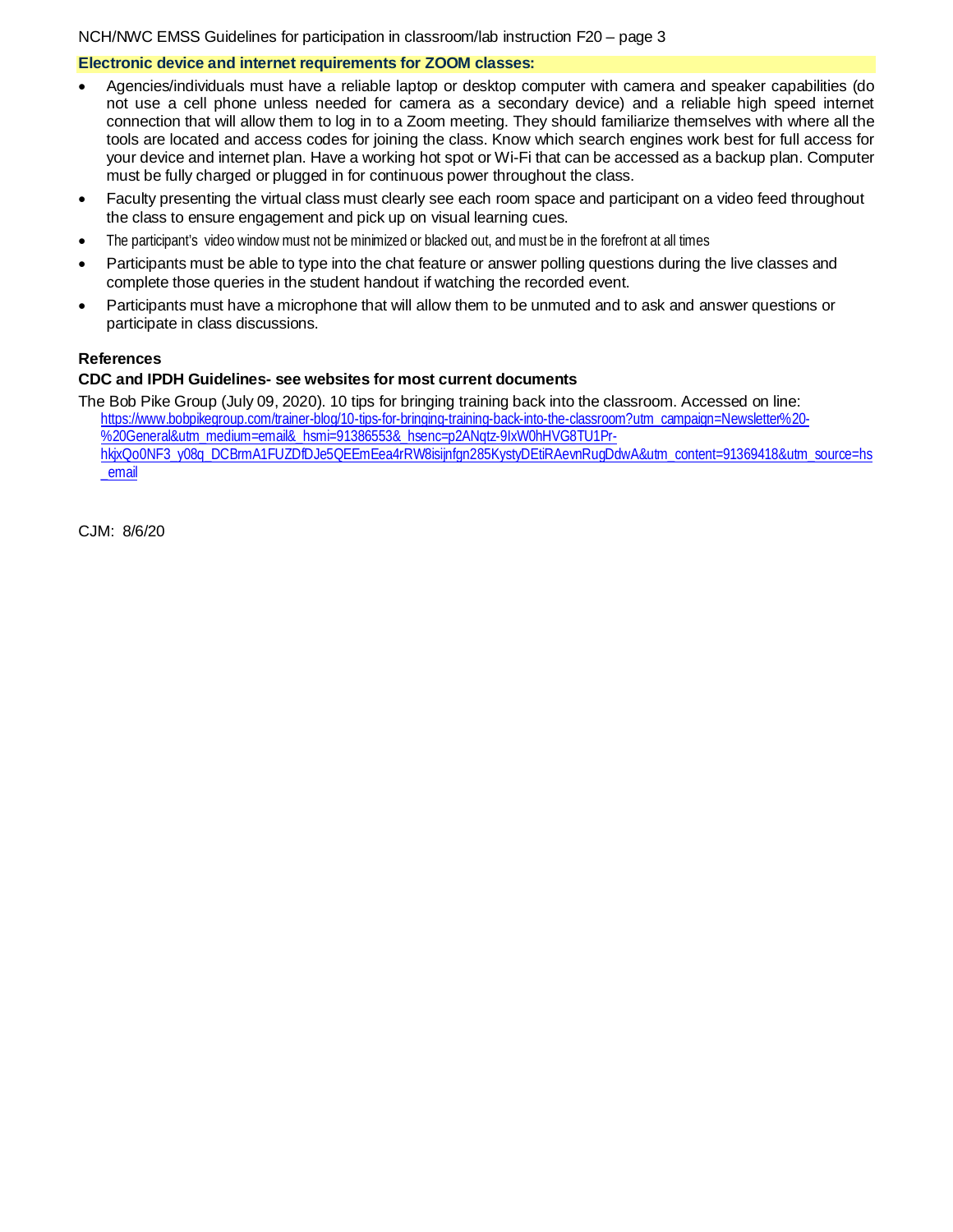**Electronic device and internet requirements for ZOOM classes:**

- Agencies/individuals must have a reliable laptop or desktop computer with camera and speaker capabilities (do not use a cell phone unless needed for camera as a secondary device) and a reliable high speed internet connection that will allow them to log in to a Zoom meeting. They should familiarize themselves with where all the tools are located and access codes for joining the class. Know which search engines work best for full access for your device and internet plan. Have a working hot spot or Wi-Fi that can be accessed as a backup plan. Computer must be fully charged or plugged in for continuous power throughout the class.
- Faculty presenting the virtual class must clearly see each room space and participant on a video feed throughout the class to ensure engagement and pick up on visual learning cues.
- The participant's video window must not be minimized or blacked out, and must be in the forefront at all times
- Participants must be able to type into the chat feature or answer polling questions during the live classes and complete those queries in the student handout if watching the recorded event.
- Participants must have a microphone that will allow them to be unmuted and to ask and answer questions or participate in class discussions.

**References**

**CDC and IPDH Guidelines- see websites for most current documents**

The Bob Pike Group (July 09, 2020). 10 tips for bringing training back into the classroom. Accessed on line: https://www.bobpikegroup.com/trainer-blog/10-tips-for-bringing-training-back-into-the-classroom?utm_campaign=Newsletter%20-%20General&utm_medium=email&_hsmi=91386553&_hsenc=p2ANqtz-9IxW0hHVG8TU1Pr-hkjxQo0NF3_y08q_DCBrmA1FUZDfDJe5QEEmEea4rRW8isijnfgn285KystyDEtiRAevnRugDdwA&utm_content=91369418&utm_source=hs_email

CJM: 8/6/20